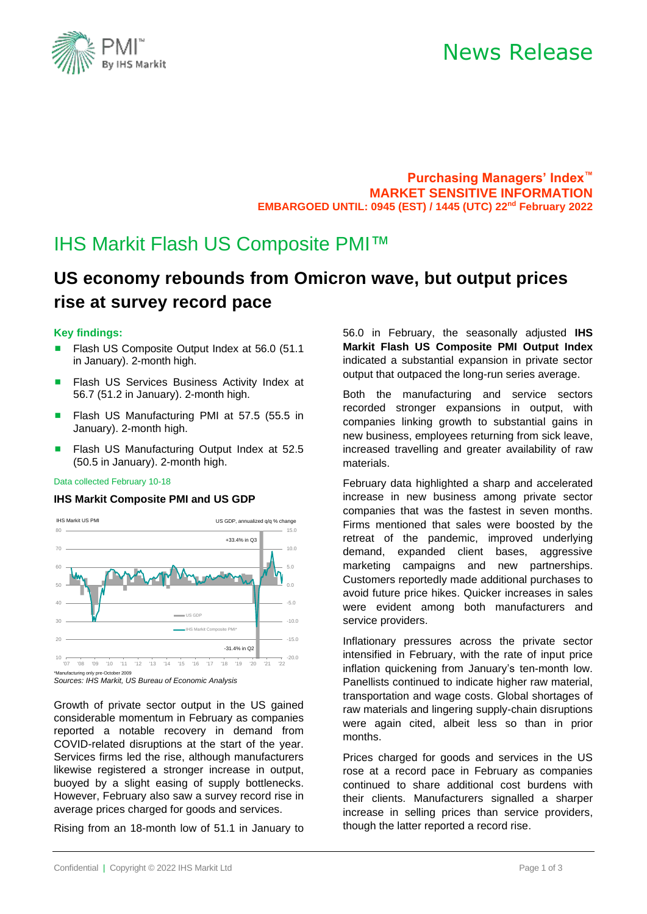**Purchasing Managers' Index™**
**MARKET SENSITIVE INFORMATION**
**EMBARGOED UNTIL: 0945 (EST) / 1445 (UTC) 22nd February 2022**

# IHS Markit Flash US Composite PMI™

## US economy rebounds from Omicron wave, but output prices rise at survey record pace

### Key findings:

- Flash US Composite Output Index at 56.0 (51.1 in January). 2-month high.
- Flash US Services Business Activity Index at 56.7 (51.2 in January). 2-month high.
- Flash US Manufacturing PMI at 57.5 (55.5 in January). 2-month high.
- Flash US Manufacturing Output Index at 52.5 (50.5 in January). 2-month high.

Data collected February 10-18

**IHS Markit Composite PMI and US GDP**

*Manufacturing only pre-October 2009

*Sources: IHS Markit, US Bureau of Economic Analysis*

Growth of private sector output in the US gained considerable momentum in February as companies reported a notable recovery in demand from COVID-related disruptions at the start of the year. Services firms led the rise, although manufacturers likewise registered a stronger increase in output, buoyed by a slight easing of supply bottlenecks. However, February also saw a survey record rise in average prices charged for goods and services.

Rising from an 18-month low of 51.1 in January to 56.0 in February, the seasonally adjusted **IHS Markit Flash US Composite PMI Output Index** indicated a substantial expansion in private sector output that outpaced the long-run series average.

Both the manufacturing and service sectors recorded stronger expansions in output, with companies linking growth to substantial gains in new business, employees returning from sick leave, increased travelling and greater availability of raw materials.

February data highlighted a sharp and accelerated increase in new business among private sector companies that was the fastest in seven months. Firms mentioned that sales were boosted by the retreat of the pandemic, improved underlying demand, expanded client bases, aggressive marketing campaigns and new partnerships. Customers reportedly made additional purchases to avoid future price hikes. Quicker increases in sales were evident among both manufacturers and service providers.

Inflationary pressures across the private sector intensified in February, with the rate of input price inflation quickening from January's ten-month low. Panellists continued to indicate higher raw material, transportation and wage costs. Global shortages of raw materials and lingering supply-chain disruptions were again cited, albeit less so than in prior months.

Prices charged for goods and services in the US rose at a record pace in February as companies continued to share additional cost burdens with their clients. Manufacturers signalled a sharper increase in selling prices than service providers, though the latter reported a record rise.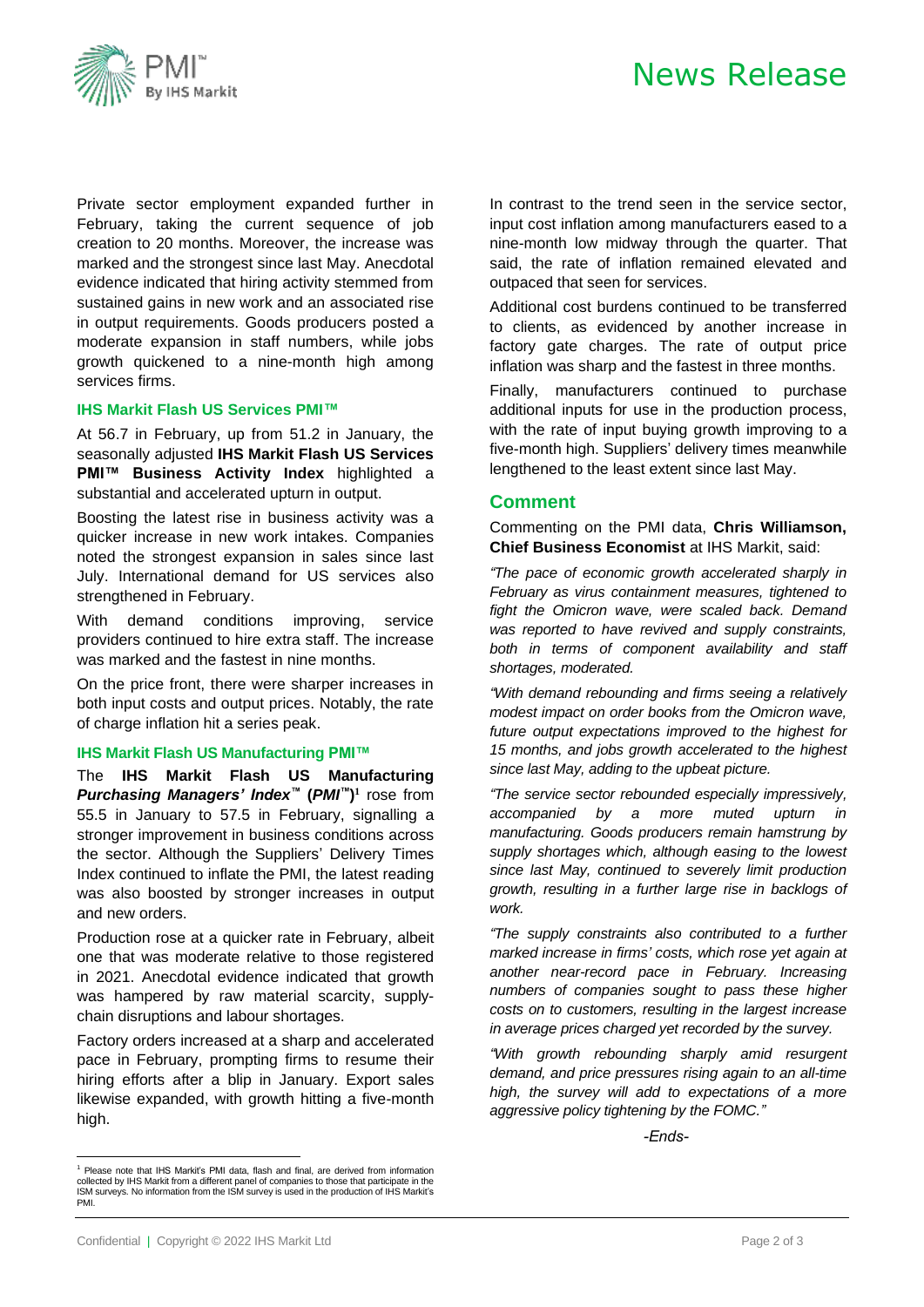Private sector employment expanded further in February, taking the current sequence of job creation to 20 months. Moreover, the increase was marked and the strongest since last May. Anecdotal evidence indicated that hiring activity stemmed from sustained gains in new work and an associated rise in output requirements. Goods producers posted a moderate expansion in staff numbers, while jobs growth quickened to a nine-month high among services firms.

#### IHS Markit Flash US Services PMI™

At 56.7 in February, up from 51.2 in January, the seasonally adjusted **IHS Markit Flash US Services PMI™ Business Activity Index** highlighted a substantial and accelerated upturn in output.

Boosting the latest rise in business activity was a quicker increase in new work intakes. Companies noted the strongest expansion in sales since last July. International demand for US services also strengthened in February.

With demand conditions improving, service providers continued to hire extra staff. The increase was marked and the fastest in nine months.

On the price front, there were sharper increases in both input costs and output prices. Notably, the rate of charge inflation hit a series peak.

#### IHS Markit Flash US Manufacturing PMI™

The **IHS Markit Flash US Manufacturing *Purchasing Managers' Index*™ (*PMI*™)**[1] rose from 55.5 in January to 57.5 in February, signalling a stronger improvement in business conditions across the sector. Although the Suppliers' Delivery Times Index continued to inflate the PMI, the latest reading was also boosted by stronger increases in output and new orders.

Production rose at a quicker rate in February, albeit one that was moderate relative to those registered in 2021. Anecdotal evidence indicated that growth was hampered by raw material scarcity, supply-chain disruptions and labour shortages.

Factory orders increased at a sharp and accelerated pace in February, prompting firms to resume their hiring efforts after a blip in January. Export sales likewise expanded, with growth hitting a five-month high.

In contrast to the trend seen in the service sector, input cost inflation among manufacturers eased to a nine-month low midway through the quarter. That said, the rate of inflation remained elevated and outpaced that seen for services.

Additional cost burdens continued to be transferred to clients, as evidenced by another increase in factory gate charges. The rate of output price inflation was sharp and the fastest in three months.

Finally, manufacturers continued to purchase additional inputs for use in the production process, with the rate of input buying growth improving to a five-month high. Suppliers' delivery times meanwhile lengthened to the least extent since last May.

## Comment

Commenting on the PMI data, **Chris Williamson, Chief Business Economist** at IHS Markit, said:

*"The pace of economic growth accelerated sharply in February as virus containment measures, tightened to fight the Omicron wave, were scaled back. Demand was reported to have revived and supply constraints, both in terms of component availability and staff shortages, moderated.*

*"With demand rebounding and firms seeing a relatively modest impact on order books from the Omicron wave, future output expectations improved to the highest for 15 months, and jobs growth accelerated to the highest since last May, adding to the upbeat picture.*

*"The service sector rebounded especially impressively, accompanied by a more muted upturn in manufacturing. Goods producers remain hamstrung by supply shortages which, although easing to the lowest since last May, continued to severely limit production growth, resulting in a further large rise in backlogs of work.*

*"The supply constraints also contributed to a further marked increase in firms' costs, which rose yet again at another near-record pace in February. Increasing numbers of companies sought to pass these higher costs on to customers, resulting in the largest increase in average prices charged yet recorded by the survey.*

*"With growth rebounding sharply amid resurgent demand, and price pressures rising again to an all-time high, the survey will add to expectations of a more aggressive policy tightening by the FOMC."*

*-Ends-*

[1] Please note that IHS Markit's PMI data, flash and final, are derived from information collected by IHS Markit from a different panel of companies to those that participate in the ISM surveys. No information from the ISM survey is used in the production of IHS Markit's PMI.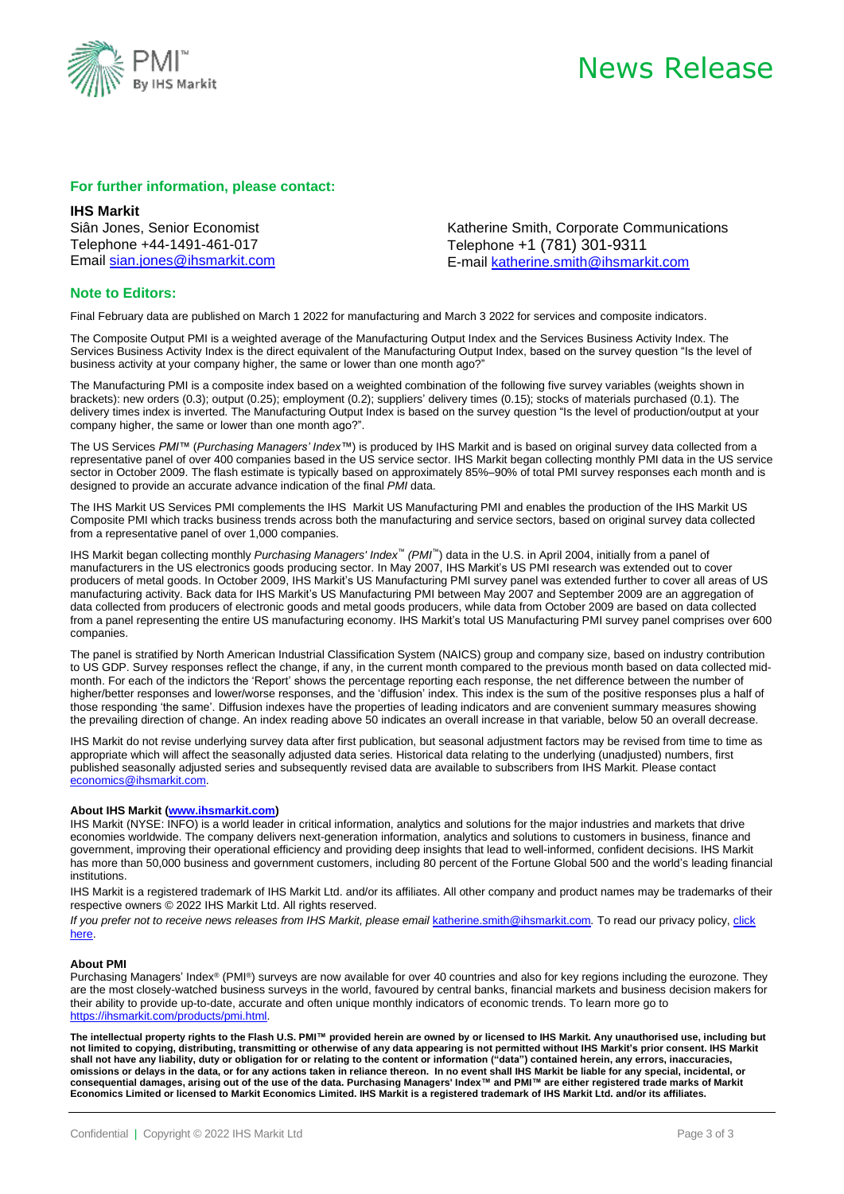# News Release

## For further information, please contact:

**IHS Markit**
Siân Jones, Senior Economist
Telephone +44-1491-461-017
Email sian.jones@ihsmarkit.com

Katherine Smith, Corporate Communications
Telephone +1 (781) 301-9311
E-mail katherine.smith@ihsmarkit.com

## Note to Editors:

Final February data are published on March 1 2022 for manufacturing and March 3 2022 for services and composite indicators.

The Composite Output PMI is a weighted average of the Manufacturing Output Index and the Services Business Activity Index. The Services Business Activity Index is the direct equivalent of the Manufacturing Output Index, based on the survey question "Is the level of business activity at your company higher, the same or lower than one month ago?"

The Manufacturing PMI is a composite index based on a weighted combination of the following five survey variables (weights shown in brackets): new orders (0.3); output (0.25); employment (0.2); suppliers' delivery times (0.15); stocks of materials purchased (0.1). The delivery times index is inverted. The Manufacturing Output Index is based on the survey question "Is the level of production/output at your company higher, the same or lower than one month ago?".

The US Services *PMI*™ (*Purchasing Managers' Index*™) is produced by IHS Markit and is based on original survey data collected from a representative panel of over 400 companies based in the US service sector. IHS Markit began collecting monthly PMI data in the US service sector in October 2009. The flash estimate is typically based on approximately 85%–90% of total PMI survey responses each month and is designed to provide an accurate advance indication of the final *PMI* data.

The IHS Markit US Services PMI complements the IHS Markit US Manufacturing PMI and enables the production of the IHS Markit US Composite PMI which tracks business trends across both the manufacturing and service sectors, based on original survey data collected from a representative panel of over 1,000 companies.

IHS Markit began collecting monthly *Purchasing Managers' Index*™ *(PMI*™) data in the U.S. in April 2004, initially from a panel of manufacturers in the US electronics goods producing sector. In May 2007, IHS Markit's US PMI research was extended out to cover producers of metal goods. In October 2009, IHS Markit's US Manufacturing PMI survey panel was extended further to cover all areas of US manufacturing activity. Back data for IHS Markit's US Manufacturing PMI between May 2007 and September 2009 are an aggregation of data collected from producers of electronic goods and metal goods producers, while data from October 2009 are based on data collected from a panel representing the entire US manufacturing economy. IHS Markit's total US Manufacturing PMI survey panel comprises over 600 companies.

The panel is stratified by North American Industrial Classification System (NAICS) group and company size, based on industry contribution to US GDP. Survey responses reflect the change, if any, in the current month compared to the previous month based on data collected mid-month. For each of the indictors the 'Report' shows the percentage reporting each response, the net difference between the number of higher/better responses and lower/worse responses, and the 'diffusion' index. This index is the sum of the positive responses plus a half of those responding 'the same'. Diffusion indexes have the properties of leading indicators and are convenient summary measures showing the prevailing direction of change. An index reading above 50 indicates an overall increase in that variable, below 50 an overall decrease.

IHS Markit do not revise underlying survey data after first publication, but seasonal adjustment factors may be revised from time to time as appropriate which will affect the seasonally adjusted data series. Historical data relating to the underlying (unadjusted) numbers, first published seasonally adjusted series and subsequently revised data are available to subscribers from IHS Markit. Please contact economics@ihsmarkit.com.

**About IHS Markit (www.ihsmarkit.com)**

IHS Markit (NYSE: INFO) is a world leader in critical information, analytics and solutions for the major industries and markets that drive economies worldwide. The company delivers next-generation information, analytics and solutions to customers in business, finance and government, improving their operational efficiency and providing deep insights that lead to well-informed, confident decisions. IHS Markit has more than 50,000 business and government customers, including 80 percent of the Fortune Global 500 and the world's leading financial institutions.

IHS Markit is a registered trademark of IHS Markit Ltd. and/or its affiliates. All other company and product names may be trademarks of their respective owners © 2022 IHS Markit Ltd. All rights reserved.

*If you prefer not to receive news releases from IHS Markit, please email* katherine.smith@ihsmarkit.com. To read our privacy policy, click here.

**About PMI**

Purchasing Managers' Index® (PMI®) surveys are now available for over 40 countries and also for key regions including the eurozone. They are the most closely-watched business surveys in the world, favoured by central banks, financial markets and business decision makers for their ability to provide up-to-date, accurate and often unique monthly indicators of economic trends. To learn more go to https://ihsmarkit.com/products/pmi.html.

**The intellectual property rights to the Flash U.S. PMI™ provided herein are owned by or licensed to IHS Markit. Any unauthorised use, including but not limited to copying, distributing, transmitting or otherwise of any data appearing is not permitted without IHS Markit's prior consent. IHS Markit shall not have any liability, duty or obligation for or relating to the content or information ("data") contained herein, any errors, inaccuracies, omissions or delays in the data, or for any actions taken in reliance thereon. In no event shall IHS Markit be liable for any special, incidental, or consequential damages, arising out of the use of the data. Purchasing Managers' Index™ and PMI™ are either registered trade marks of Markit Economics Limited or licensed to Markit Economics Limited. IHS Markit is a registered trademark of IHS Markit Ltd. and/or its affiliates.**